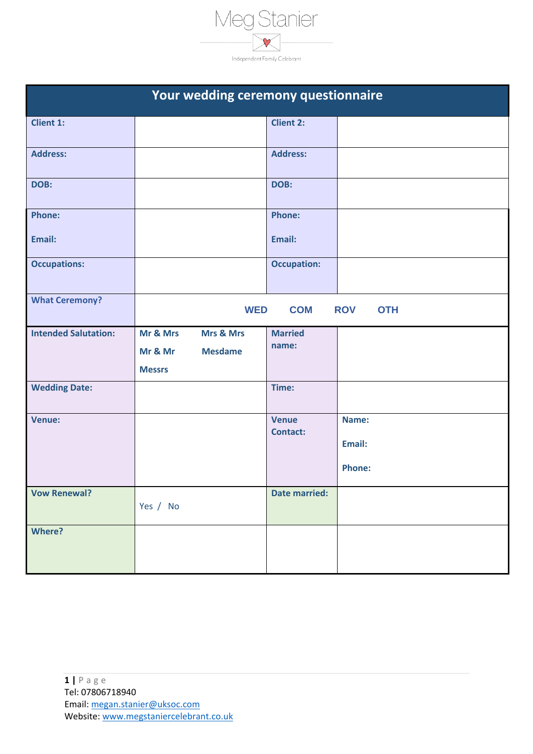Meg Stanier

Independent Family Celebrant

| Your wedding ceremony questionnaire | | | |
|---|---|---|---|
| **Client 1:** | | **Client 2:** | |
| **Address:** | | **Address:** | |
| **DOB:** | | **DOB:** | |
| **Phone:**<br><br>**Email:** | | **Phone:**<br><br>**Email:** | |
| **Occupations:** | | **Occupation:** | |
| **What Ceremony?** | **WED** **COM** **ROV** **OTH** | | |
| **Intended Salutation:** | **Mr & Mrs** **Mrs & Mrs**<br>**Mr & Mr** **Mesdame**<br>**Messrs** | **Married name:** | |
| **Wedding Date:** | | **Time:** | |
| **Venue:** | | **Venue Contact:** | **Name:**<br><br>**Email:**<br><br>**Phone:** |
| **Vow Renewal?** | Yes / No | **Date married:** | |
| **Where?** | | | |

Tel: 07806718940

Email: megan.stanier@uksoc.com

Website: www.megstaniercelebrant.co.uk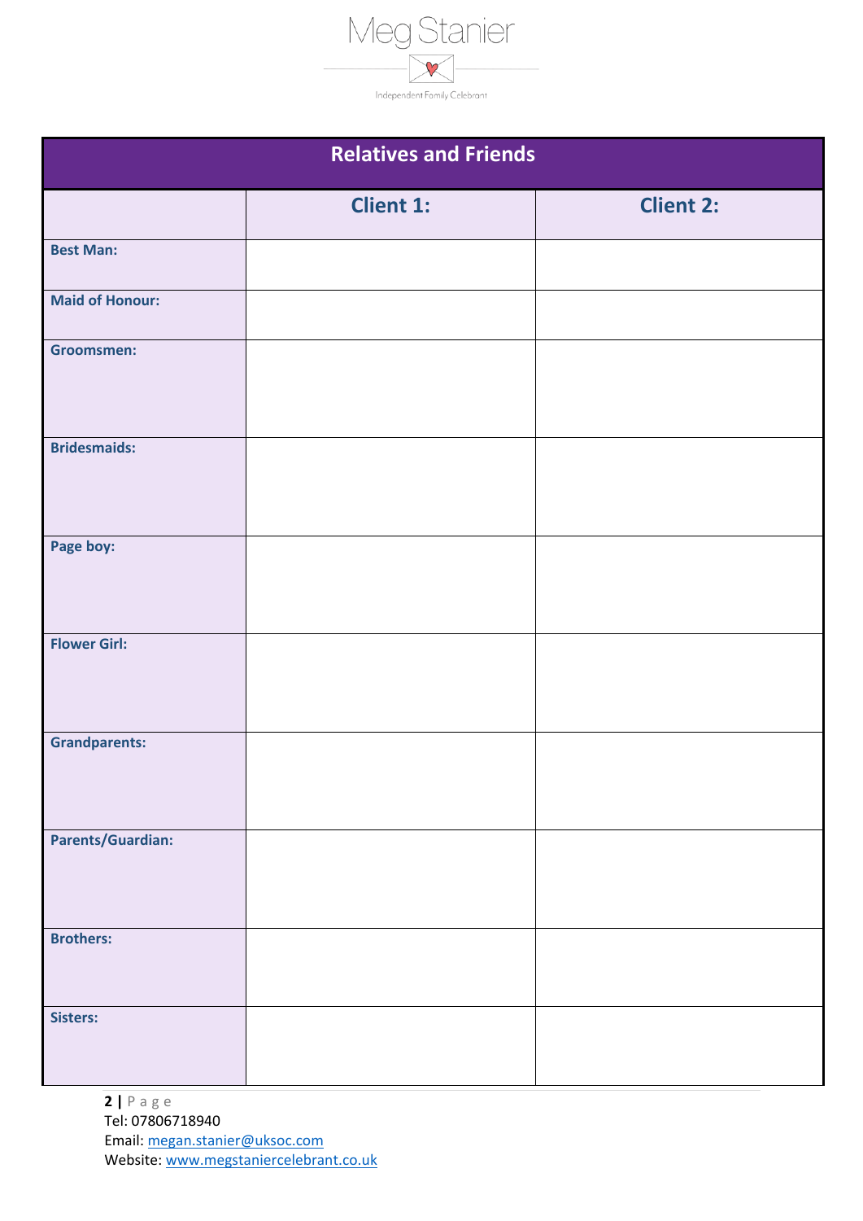Meg Stanier

Independent Family Celebrant

| Relatives and Friends | | |
|---|---|---|
| | **Client 1:** | **Client 2:** |
| **Best Man:** | | |
| **Maid of Honour:** | | |
| **Groomsmen:** | | |
| **Bridesmaids:** | | |
| **Page boy:** | | |
| **Flower Girl:** | | |
| **Grandparents:** | | |
| **Parents/Guardian:** | | |
| **Brothers:** | | |
| **Sisters:** | | |

Tel: 07806718940
Email: megan.stanier@uksoc.com
Website: www.megstaniercelebrant.co.uk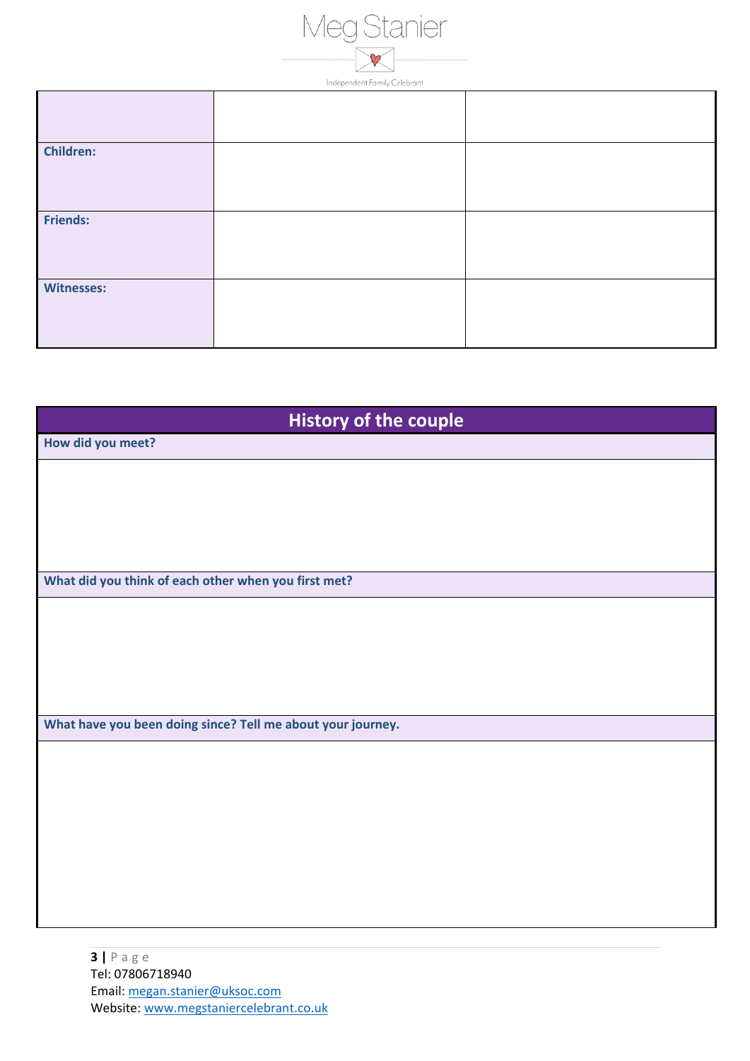| | | |
|---|---|---|
| | | |
| **Children:** | | |
| **Friends:** | | |
| **Witnesses:** | | |

| History of the couple |
|---|
| **How did you meet?** |
| |
| **What did you think of each other when you first met?** |
| |
| **What have you been doing since? Tell me about your journey.** |
| |

Tel: 07806718940
Email: megan.stanier@uksoc.com
Website: www.megstaniercelebrant.co.uk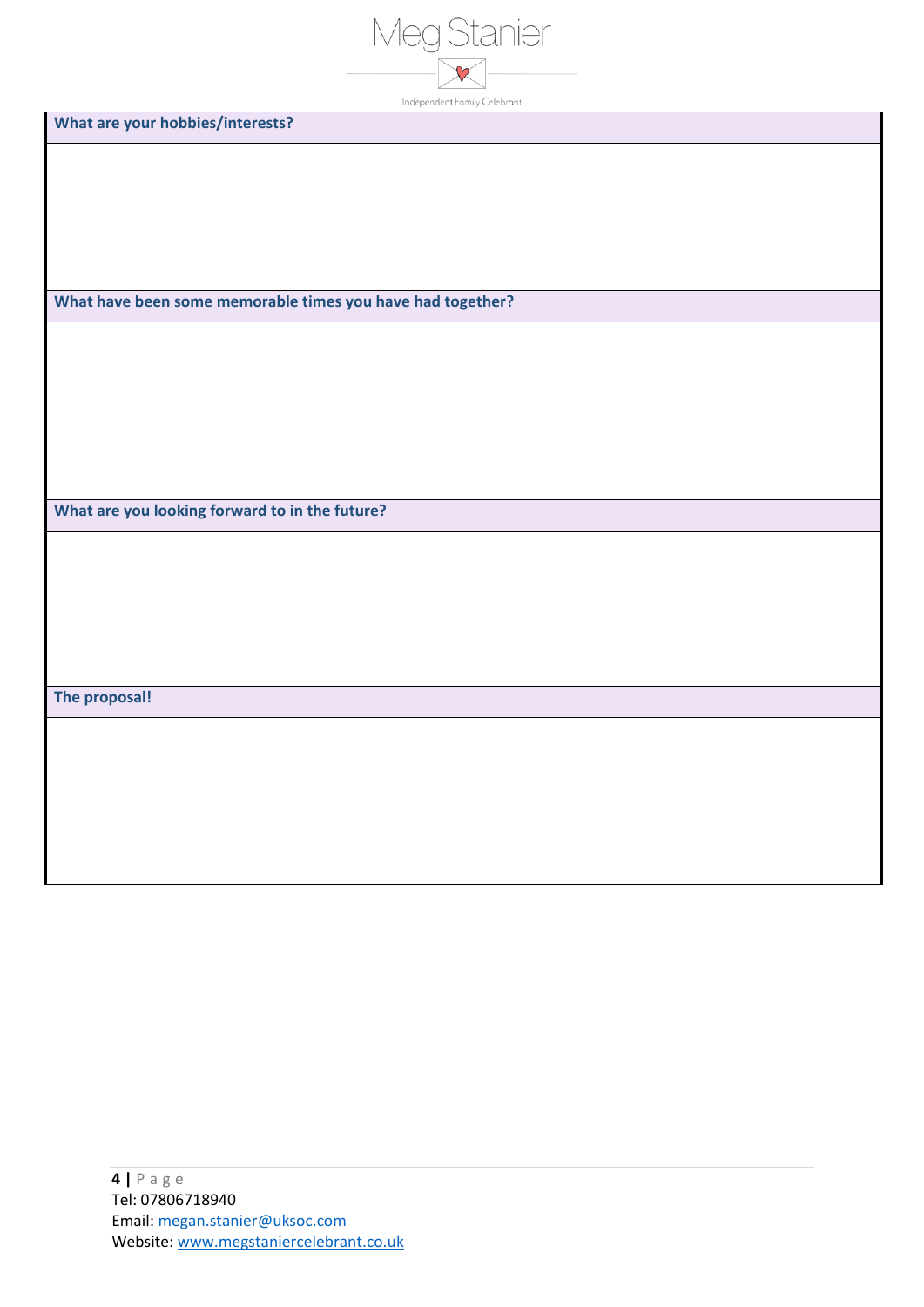| What are your hobbies/interests? |
| --- |
| |
| **What have been some memorable times you have had together?** |
| |
| **What are you looking forward to in the future?** |
| |
| **The proposal!** |
| |

Tel: 07806718940
Email: megan.stanier@uksoc.com
Website: www.megstaniercelebrant.co.uk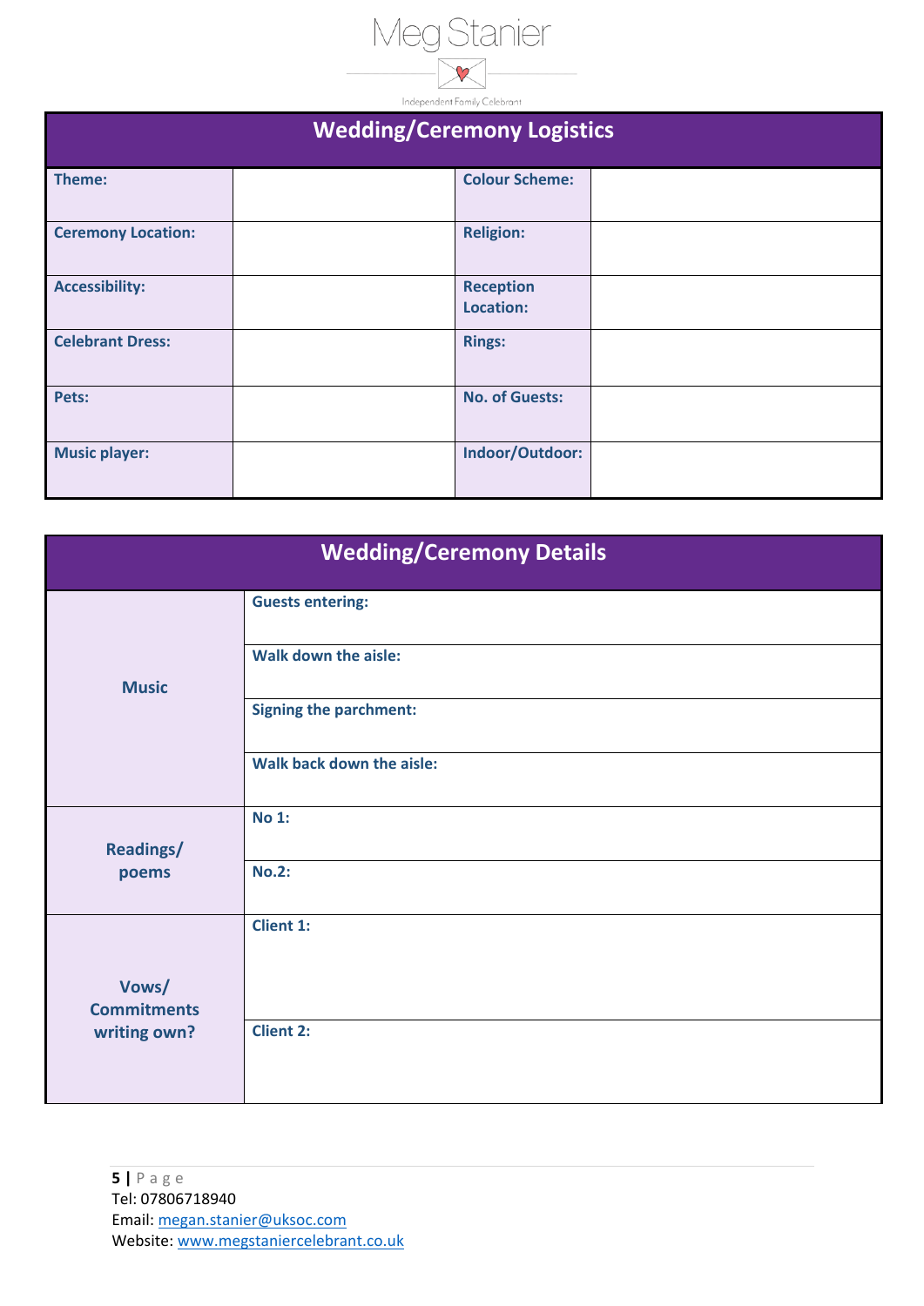Meg Stanier

Independent Family Celebrant

| Wedding/Ceremony Logistics | | | |
|---|---|---|---|
| **Theme:** | | **Colour Scheme:** | |
| **Ceremony Location:** | | **Religion:** | |
| **Accessibility:** | | **Reception Location:** | |
| **Celebrant Dress:** | | **Rings:** | |
| **Pets:** | | **No. of Guests:** | |
| **Music player:** | | **Indoor/Outdoor:** | |

| Wedding/Ceremony Details | |
|---|---|
| **Music** | **Guests entering:** |
| | **Walk down the aisle:** |
| | **Signing the parchment:** |
| | **Walk back down the aisle:** |
| **Readings/ poems** | **No 1:** |
| | **No.2:** |
| **Vows/ Commitments writing own?** | **Client 1:** |
| | **Client 2:** |

Tel: 07806718940
Email: [megan.stanier@uksoc.com](mailto:megan.stanier@uksoc.com)
Website: [www.megstaniercelebrant.co.uk](http://www.megstaniercelebrant.co.uk)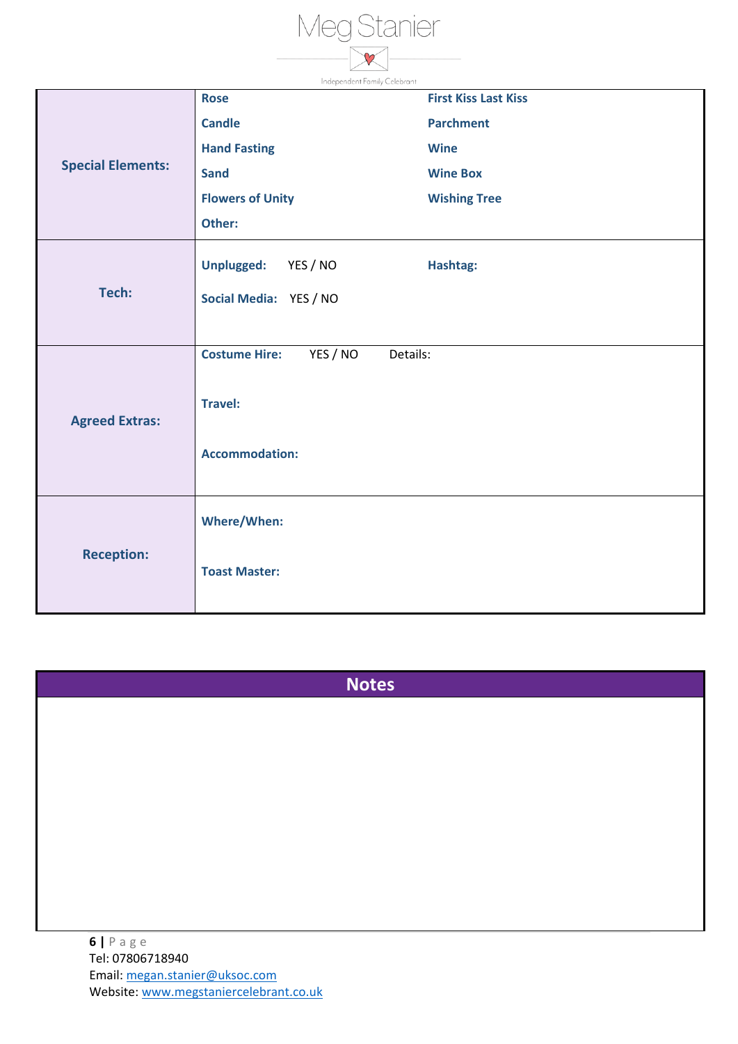| | | |
|---|---|---|
| **Special Elements:** | **Rose**<br>**Candle**<br>**Hand Fasting**<br>**Sand**<br>**Flowers of Unity**<br>**Other:** | **First Kiss Last Kiss**<br>**Parchment**<br>**Wine**<br>**Wine Box**<br>**Wishing Tree** |
| **Tech:** | **Unplugged:** YES / NO<br>**Social Media:** YES / NO | **Hashtag:** |
| **Agreed Extras:** | **Costume Hire:** YES / NO Details:<br>**Travel:**<br>**Accommodation:** | |
| **Reception:** | **Where/When:**<br>**Toast Master:** | |

| **Notes** |
|---|
| |

Tel: 07806718940
Email: megan.stanier@uksoc.com
Website: www.megstaniercelebrant.co.uk